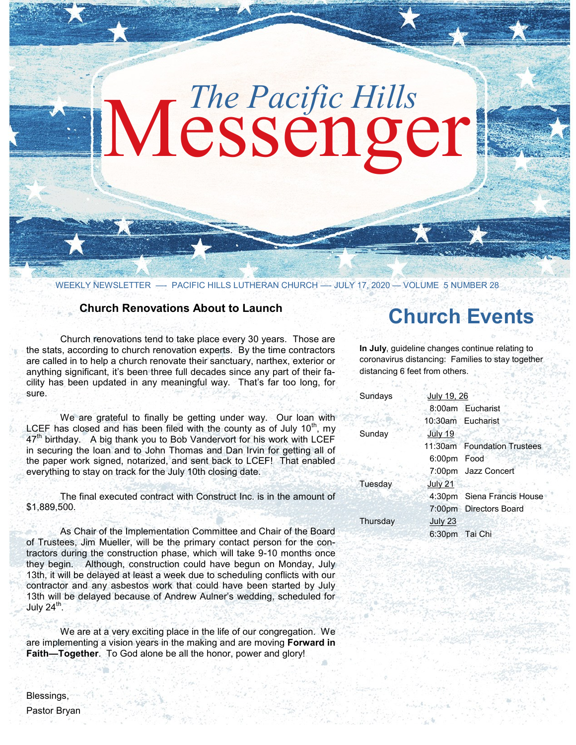# The Pacific Hills Messenger

WEEKLY NEWSLETTER — PACIFIC HILLS LUTHERAN CHURCH — JULY 17, 2020 — VOLUME 5 NUMBER 28

## Church Renovations About to Launch

Church renovations tend to take place every 30 years. Those are the stats, according to church renovation experts. By the time contractors are called in to help a church renovate their sanctuary, narthex, exterior or anything significant, it's been three full decades since any part of their facility has been updated in any meaningful way. That's far too long, for sure.

We are grateful to finally be getting under way. Our loan with LCEF has closed and has been filed with the county as of July 10th, my 47th birthday. A big thank you to Bob Vandervort for his work with LCEF in securing the loan and to John Thomas and Dan Irvin for getting all of the paper work signed, notarized, and sent back to LCEF! That enabled everything to stay on track for the July 10th closing date.

The final executed contract with Construct Inc. is in the amount of $1,889,500.

As Chair of the Implementation Committee and Chair of the Board of Trustees, Jim Mueller, will be the primary contact person for the contractors during the construction phase, which will take 9-10 months once they begin. Although, construction could have begun on Monday, July 13th, it will be delayed at least a week due to scheduling conflicts with our contractor and any asbestos work that could have been started by July 13th will be delayed because of Andrew Aulner's wedding, scheduled for July 24th.

We are at a very exciting place in the life of our congregation. We are implementing a vision years in the making and are moving **Forward in Faith—Together**. To God alone be all the honor, power and glory!

Blessings,
Pastor Bryan

## Church Events

**In July**, guideline changes continue relating to coronavirus distancing: Families to stay together distancing 6 feet from others.

| | | |
|---|---|---|
| Sundays | July 19, 26 | |
| | 8:00am | Eucharist |
| | 10:30am | Eucharist |
| Sunday | July 19 | |
| | 11:30am | Foundation Trustees |
| | 6:00pm | Food |
| | 7:00pm | Jazz Concert |
| Tuesday | July 21 | |
| | 4:30pm | Siena Francis House |
| | 7:00pm | Directors Board |
| Thursday | July 23 | |
| | 6:30pm | Tai Chi |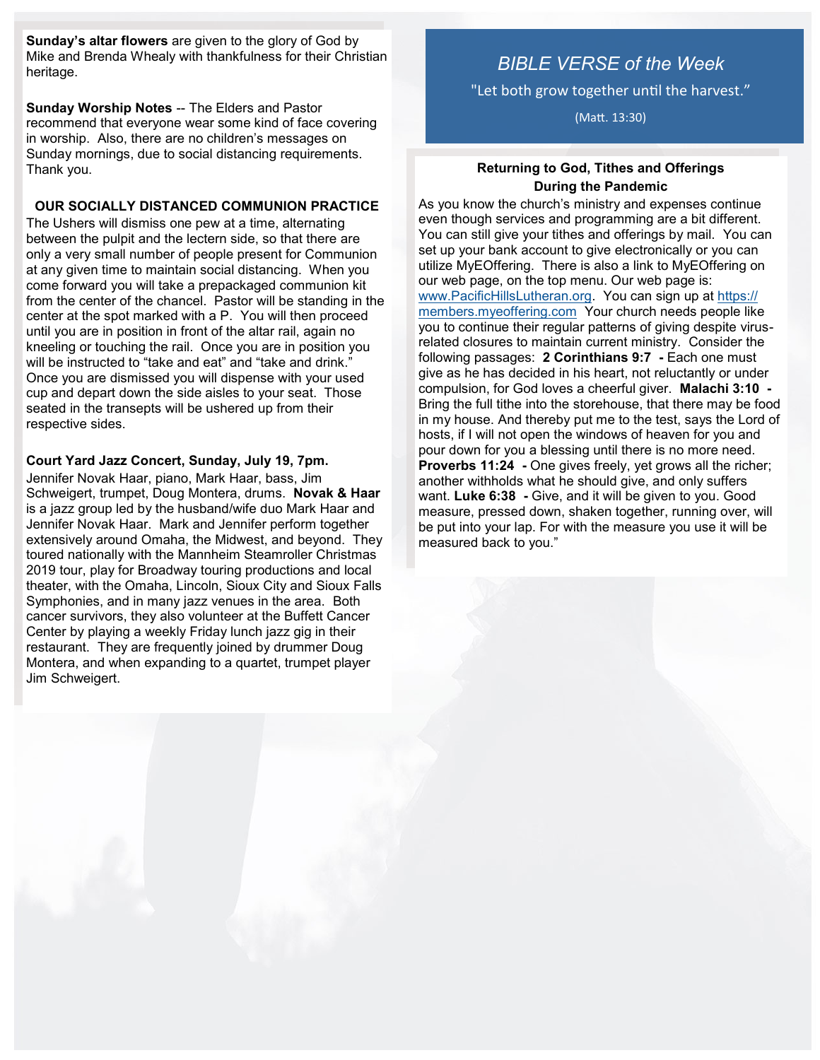**Sunday's altar flowers** are given to the glory of God by Mike and Brenda Whealy with thankfulness for their Christian heritage.

**Sunday Worship Notes** -- The Elders and Pastor recommend that everyone wear some kind of face covering in worship. Also, there are no children's messages on Sunday mornings, due to social distancing requirements. Thank you.

**OUR SOCIALLY DISTANCED COMMUNION PRACTICE**

The Ushers will dismiss one pew at a time, alternating between the pulpit and the lectern side, so that there are only a very small number of people present for Communion at any given time to maintain social distancing. When you come forward you will take a prepackaged communion kit from the center of the chancel. Pastor will be standing in the center at the spot marked with a P. You will then proceed until you are in position in front of the altar rail, again no kneeling or touching the rail. Once you are in position you will be instructed to "take and eat" and "take and drink." Once you are dismissed you will dispense with your used cup and depart down the side aisles to your seat. Those seated in the transepts will be ushered up from their respective sides.

**Court Yard Jazz Concert, Sunday, July 19, 7pm.**

Jennifer Novak Haar, piano, Mark Haar, bass, Jim Schweigert, trumpet, Doug Montera, drums. **Novak & Haar** is a jazz group led by the husband/wife duo Mark Haar and Jennifer Novak Haar. Mark and Jennifer perform together extensively around Omaha, the Midwest, and beyond. They toured nationally with the Mannheim Steamroller Christmas 2019 tour, play for Broadway touring productions and local theater, with the Omaha, Lincoln, Sioux City and Sioux Falls Symphonies, and in many jazz venues in the area. Both cancer survivors, they also volunteer at the Buffett Cancer Center by playing a weekly Friday lunch jazz gig in their restaurant. They are frequently joined by drummer Doug Montera, and when expanding to a quartet, trumpet player Jim Schweigert.

## *BIBLE VERSE of the Week*

"Let both grow together until the harvest."

(Matt. 13:30)

**Returning to God, Tithes and Offerings During the Pandemic**

As you know the church's ministry and expenses continue even though services and programming are a bit different. You can still give your tithes and offerings by mail. You can set up your bank account to give electronically or you can utilize MyEOffering. There is also a link to MyEOffering on our web page, on the top menu. Our web page is: www.PacificHillsLutheran.org. You can sign up at https://members.myeoffering.com Your church needs people like you to continue their regular patterns of giving despite virus-related closures to maintain current ministry. Consider the following passages: **2 Corinthians 9:7 -** Each one must give as he has decided in his heart, not reluctantly or under compulsion, for God loves a cheerful giver. **Malachi 3:10 -** Bring the full tithe into the storehouse, that there may be food in my house. And thereby put me to the test, says the Lord of hosts, if I will not open the windows of heaven for you and pour down for you a blessing until there is no more need. **Proverbs 11:24 -** One gives freely, yet grows all the richer; another withholds what he should give, and only suffers want. **Luke 6:38 -** Give, and it will be given to you. Good measure, pressed down, shaken together, running over, will be put into your lap. For with the measure you use it will be measured back to you."